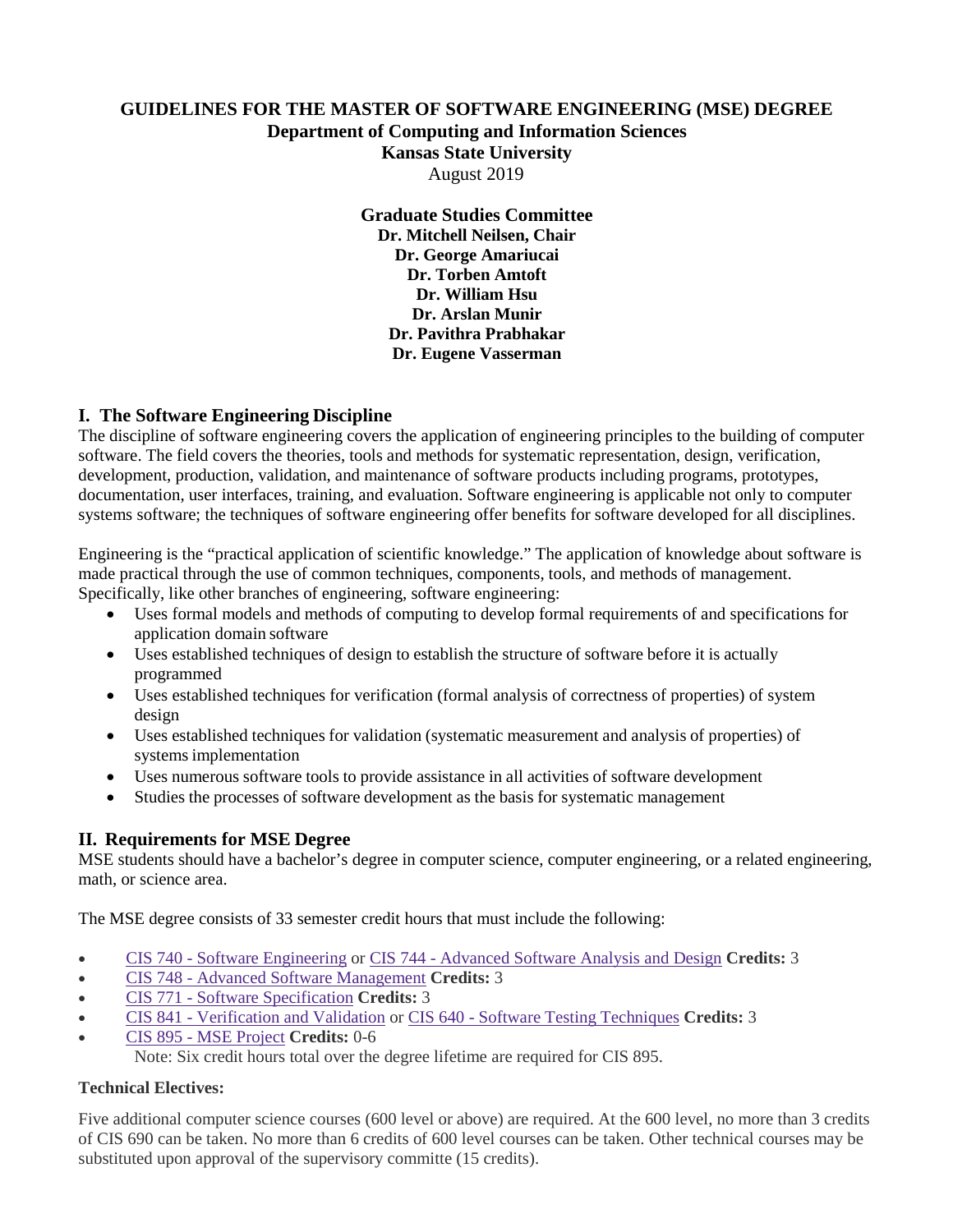# GUIDELINES FOR THE MASTER OF SOFTWARE ENGINEERING (MSE) DEGREE

**Department of Computing and Information Sciences**

**Kansas State University**

August 2019

**Graduate Studies Committee**

**Dr. Mitchell Neilsen, Chair**
**Dr. George Amariucai**
**Dr. Torben Amtoft**
**Dr. William Hsu**
**Dr. Arslan Munir**
**Dr. Pavithra Prabhakar**
**Dr. Eugene Vasserman**

## I. The Software Engineering Discipline

The discipline of software engineering covers the application of engineering principles to the building of computer software. The field covers the theories, tools and methods for systematic representation, design, verification, development, production, validation, and maintenance of software products including programs, prototypes, documentation, user interfaces, training, and evaluation. Software engineering is applicable not only to computer systems software; the techniques of software engineering offer benefits for software developed for all disciplines.

Engineering is the "practical application of scientific knowledge." The application of knowledge about software is made practical through the use of common techniques, components, tools, and methods of management. Specifically, like other branches of engineering, software engineering:

- Uses formal models and methods of computing to develop formal requirements of and specifications for application domain software
- Uses established techniques of design to establish the structure of software before it is actually programmed
- Uses established techniques for verification (formal analysis of correctness of properties) of system design
- Uses established techniques for validation (systematic measurement and analysis of properties) of systems implementation
- Uses numerous software tools to provide assistance in all activities of software development
- Studies the processes of software development as the basis for systematic management

## II. Requirements for MSE Degree

MSE students should have a bachelor's degree in computer science, computer engineering, or a related engineering, math, or science area.

The MSE degree consists of 33 semester credit hours that must include the following:

- CIS 740 - Software Engineering or CIS 744 - Advanced Software Analysis and Design **Credits:** 3
- CIS 748 - Advanced Software Management **Credits:** 3
- CIS 771 - Software Specification **Credits:** 3
- CIS 841 - Verification and Validation or CIS 640 - Software Testing Techniques **Credits:** 3
- CIS 895 - MSE Project **Credits:** 0-6
  Note: Six credit hours total over the degree lifetime are required for CIS 895.

**Technical Electives:**

Five additional computer science courses (600 level or above) are required. At the 600 level, no more than 3 credits of CIS 690 can be taken. No more than 6 credits of 600 level courses can be taken. Other technical courses may be substituted upon approval of the supervisory committee (15 credits).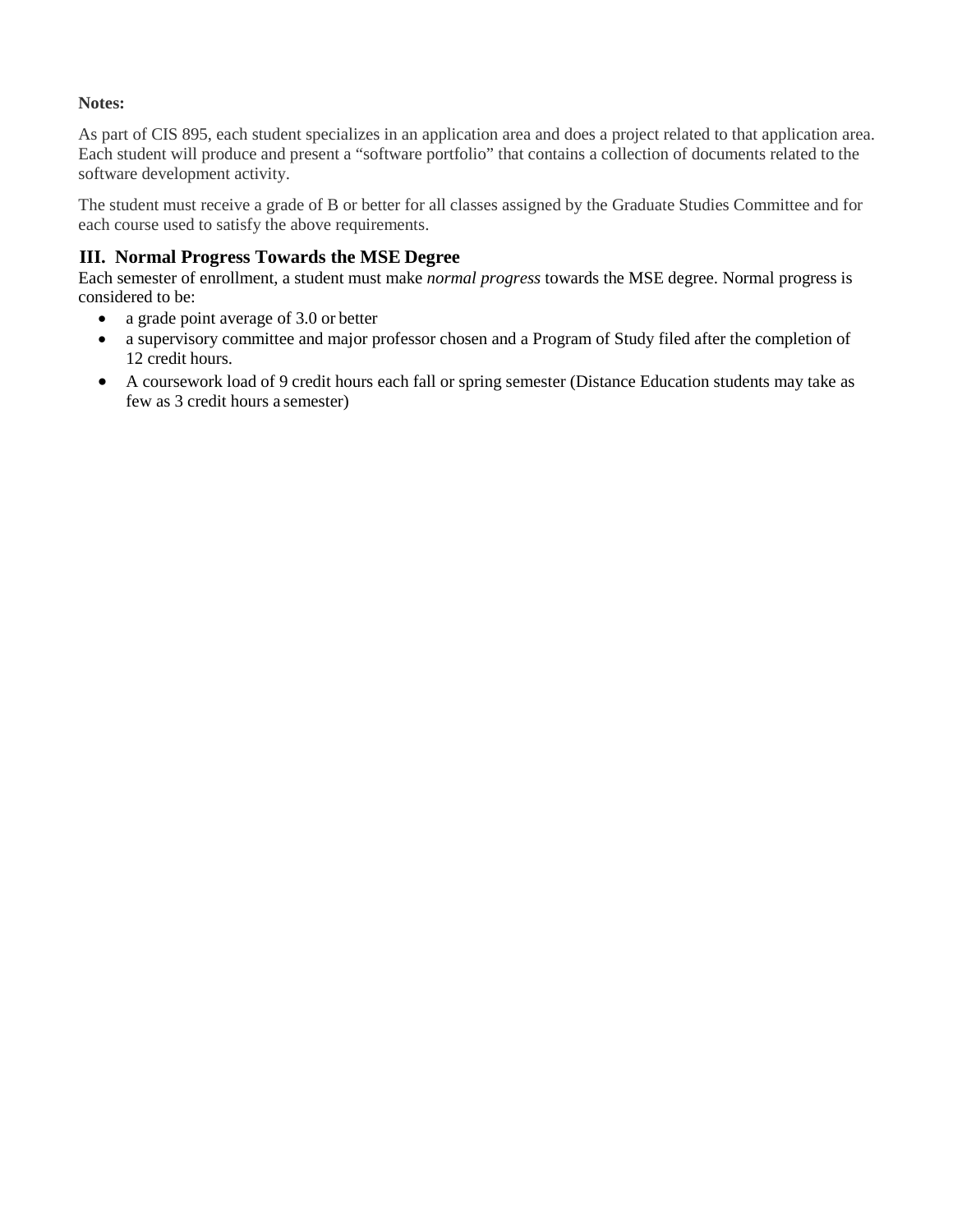**Notes:**

As part of CIS 895, each student specializes in an application area and does a project related to that application area. Each student will produce and present a “software portfolio” that contains a collection of documents related to the software development activity.

The student must receive a grade of B or better for all classes assigned by the Graduate Studies Committee and for each course used to satisfy the above requirements.

## III. Normal Progress Towards the MSE Degree

Each semester of enrollment, a student must make *normal progress* towards the MSE degree. Normal progress is considered to be:

- a grade point average of 3.0 or better
- a supervisory committee and major professor chosen and a Program of Study filed after the completion of 12 credit hours.
- A coursework load of 9 credit hours each fall or spring semester (Distance Education students may take as few as 3 credit hours a semester)